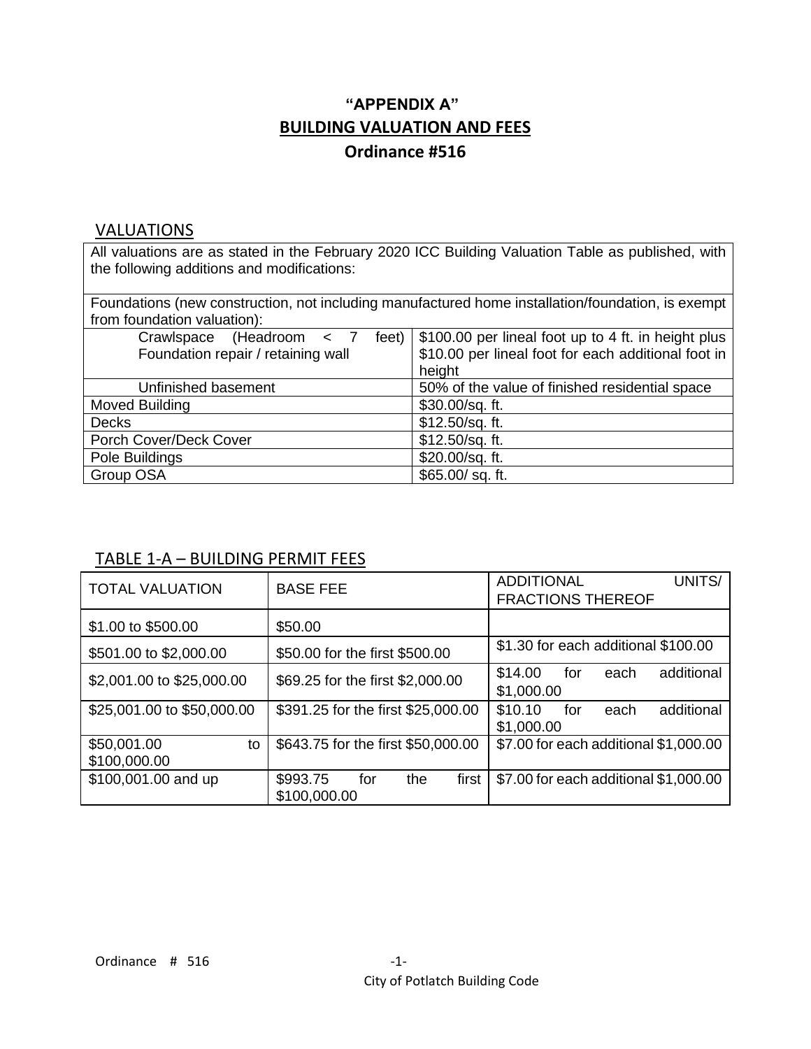# "APPENDIX A"
# BUILDING VALUATION AND FEES
## Ordinance #516

## VALUATIONS

All valuations are as stated in the February 2020 ICC Building Valuation Table as published, with the following additions and modifications:

Foundations (new construction, not including manufactured home installation/foundation, is exempt from foundation valuation):

| Item | Valuation |
|---|---|
| Crawlspace (Headroom < 7 feet) Foundation repair / retaining wall | $100.00 per lineal foot up to 4 ft. in height plus $10.00 per lineal foot for each additional foot in height |
| Unfinished basement | 50% of the value of finished residential space |
| Moved Building | $30.00/sq. ft. |
| Decks | $12.50/sq. ft. |
| Porch Cover/Deck Cover | $12.50/sq. ft. |
| Pole Buildings | $20.00/sq. ft. |
| Group OSA | $65.00/ sq. ft. |

## TABLE 1-A – BUILDING PERMIT FEES

| TOTAL VALUATION | BASE FEE | ADDITIONAL UNITS/ FRACTIONS THEREOF |
|---|---|---|
| $1.00 to $500.00 | $50.00 | |
| $501.00 to $2,000.00 | $50.00 for the first $500.00 | $1.30 for each additional $100.00 |
| $2,001.00 to $25,000.00 | $69.25 for the first $2,000.00 | $14.00 for each additional $1,000.00 |
| $25,001.00 to $50,000.00 | $391.25 for the first $25,000.00 | $10.10 for each additional $1,000.00 |
| $50,001.00 to $100,000.00 | $643.75 for the first $50,000.00 | $7.00 for each additional $1,000.00 |
| $100,001.00 and up | $993.75 for the first $100,000.00 | $7.00 for each additional $1,000.00 |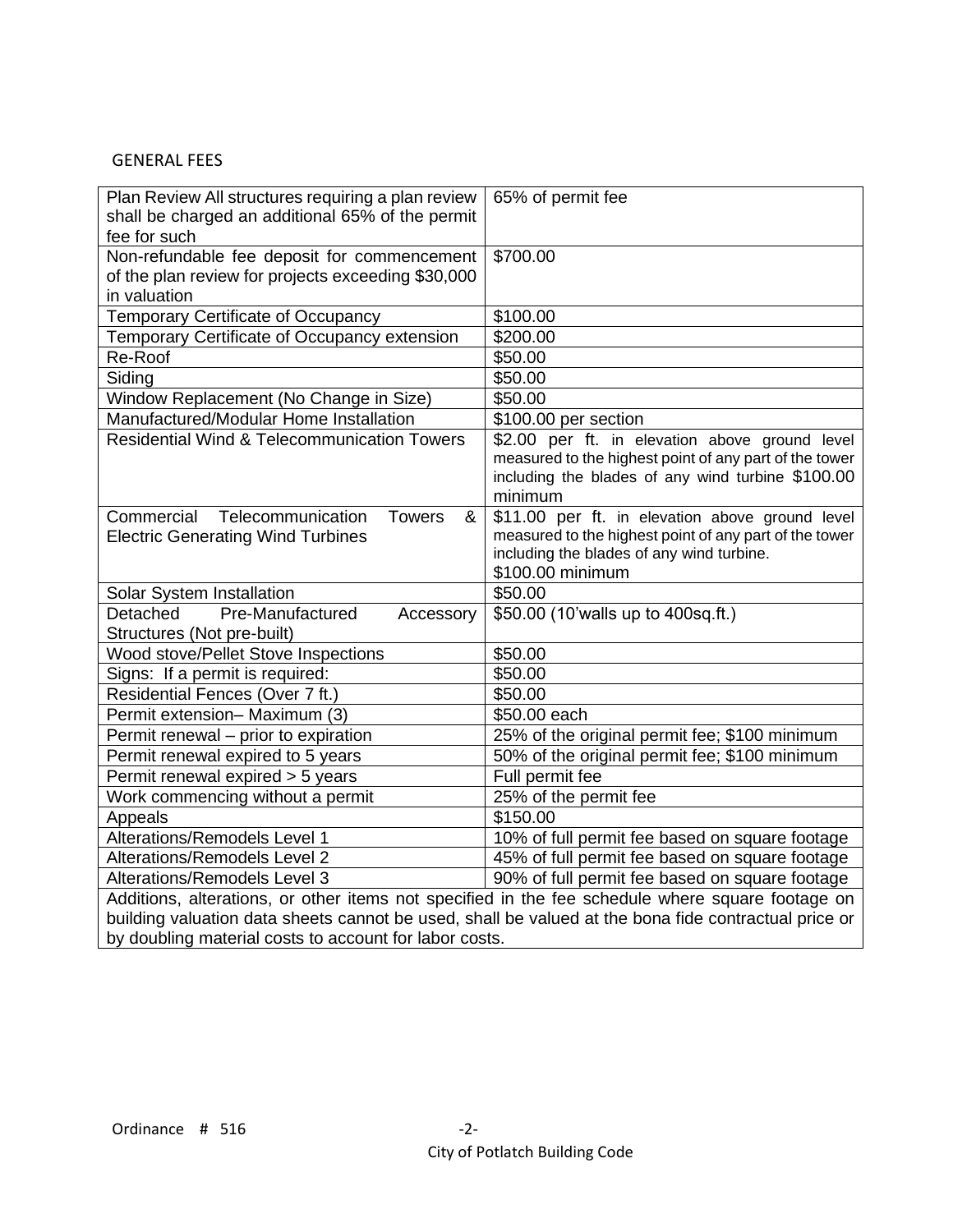GENERAL FEES

| | |
|---|---|
| Plan Review All structures requiring a plan review shall be charged an additional 65% of the permit fee for such | 65% of permit fee |
| Non-refundable fee deposit for commencement of the plan review for projects exceeding $30,000 in valuation | $700.00 |
| Temporary Certificate of Occupancy | $100.00 |
| Temporary Certificate of Occupancy extension | $200.00 |
| Re-Roof | $50.00 |
| Siding | $50.00 |
| Window Replacement (No Change in Size) | $50.00 |
| Manufactured/Modular Home Installation | $100.00 per section |
| Residential Wind & Telecommunication Towers | $2.00 per ft. in elevation above ground level measured to the highest point of any part of the tower including the blades of any wind turbine $100.00 minimum |
| Commercial Telecommunication Towers & Electric Generating Wind Turbines | $11.00 per ft. in elevation above ground level measured to the highest point of any part of the tower including the blades of any wind turbine. $100.00 minimum |
| Solar System Installation | $50.00 |
| Detached Pre-Manufactured Accessory Structures (Not pre-built) | $50.00 (10'walls up to 400sq.ft.) |
| Wood stove/Pellet Stove Inspections | $50.00 |
| Signs: If a permit is required: | $50.00 |
| Residential Fences (Over 7 ft.) | $50.00 |
| Permit extension– Maximum (3) | $50.00 each |
| Permit renewal – prior to expiration | 25% of the original permit fee; $100 minimum |
| Permit renewal expired to 5 years | 50% of the original permit fee; $100 minimum |
| Permit renewal expired > 5 years | Full permit fee |
| Work commencing without a permit | 25% of the permit fee |
| Appeals | $150.00 |
| Alterations/Remodels Level 1 | 10% of full permit fee based on square footage |
| Alterations/Remodels Level 2 | 45% of full permit fee based on square footage |
| Alterations/Remodels Level 3 | 90% of full permit fee based on square footage |
| Additions, alterations, or other items not specified in the fee schedule where square footage on building valuation data sheets cannot be used, shall be valued at the bona fide contractual price or by doubling material costs to account for labor costs. | |

Ordinance # 516

City of Potlatch Building Code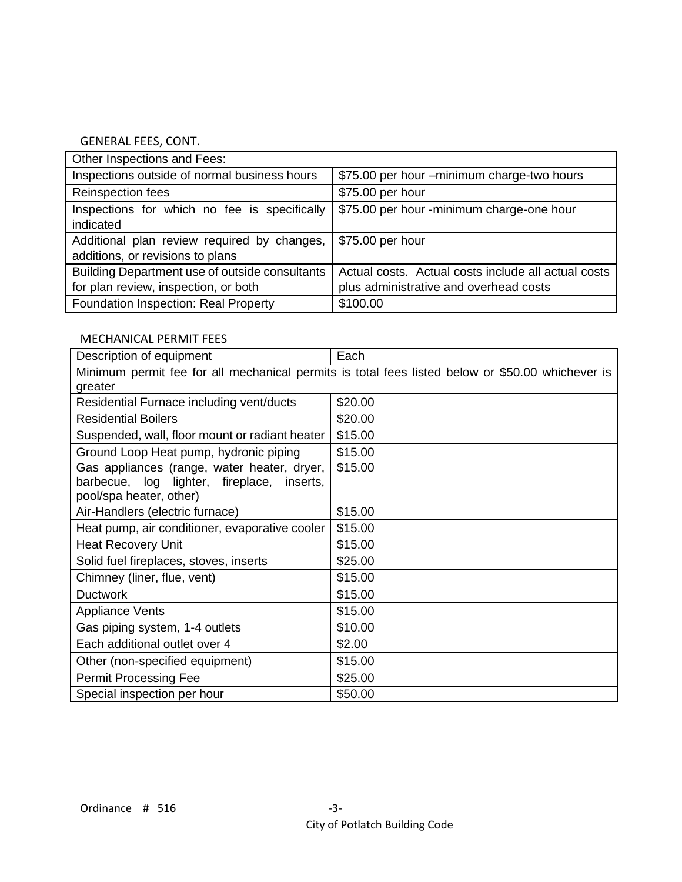GENERAL FEES, CONT.

| Other Inspections and Fees: | |
|---|---|
| Inspections outside of normal business hours | $75.00 per hour –minimum charge-two hours |
| Reinspection fees | $75.00 per hour |
| Inspections for which no fee is specifically indicated | $75.00 per hour -minimum charge-one hour |
| Additional plan review required by changes, additions, or revisions to plans | $75.00 per hour |
| Building Department use of outside consultants for plan review, inspection, or both | Actual costs. Actual costs include all actual costs plus administrative and overhead costs |
| Foundation Inspection: Real Property | $100.00 |

MECHANICAL PERMIT FEES

| Description of equipment | Each |
|---|---|
| Minimum permit fee for all mechanical permits is total fees listed below or $50.00 whichever is greater | |
| Residential Furnace including vent/ducts | $20.00 |
| Residential Boilers | $20.00 |
| Suspended, wall, floor mount or radiant heater | $15.00 |
| Ground Loop Heat pump, hydronic piping | $15.00 |
| Gas appliances (range, water heater, dryer, barbecue, log lighter, fireplace, inserts, pool/spa heater, other) | $15.00 |
| Air-Handlers (electric furnace) | $15.00 |
| Heat pump, air conditioner, evaporative cooler | $15.00 |
| Heat Recovery Unit | $15.00 |
| Solid fuel fireplaces, stoves, inserts | $25.00 |
| Chimney (liner, flue, vent) | $15.00 |
| Ductwork | $15.00 |
| Appliance Vents | $15.00 |
| Gas piping system, 1-4 outlets | $10.00 |
| Each additional outlet over 4 | $2.00 |
| Other (non-specified equipment) | $15.00 |
| Permit Processing Fee | $25.00 |
| Special inspection per hour | $50.00 |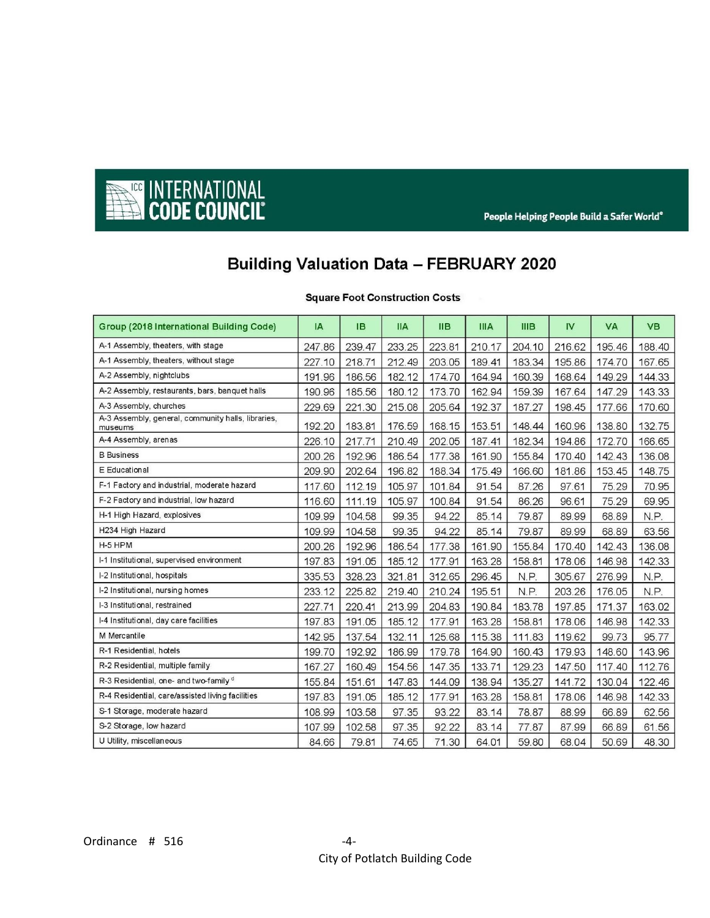INTERNATIONAL CODE COUNCIL®

People Helping People Build a Safer World®

## Building Valuation Data – FEBRUARY 2020

**Square Foot Construction Costs**

| Group (2018 International Building Code) | IA | IB | IIA | IIB | IIIA | IIIB | IV | VA | VB |
|---|---|---|---|---|---|---|---|---|---|
| A-1 Assembly, theaters, with stage | 247.86 | 239.47 | 233.25 | 223.81 | 210.17 | 204.10 | 216.62 | 195.46 | 188.40 |
| A-1 Assembly, theaters, without stage | 227.10 | 218.71 | 212.49 | 203.05 | 189.41 | 183.34 | 195.86 | 174.70 | 167.65 |
| A-2 Assembly, nightclubs | 191.96 | 186.56 | 182.12 | 174.70 | 164.94 | 160.39 | 168.64 | 149.29 | 144.33 |
| A-2 Assembly, restaurants, bars, banquet halls | 190.96 | 185.56 | 180.12 | 173.70 | 162.94 | 159.39 | 167.64 | 147.29 | 143.33 |
| A-3 Assembly, churches | 229.69 | 221.30 | 215.08 | 205.64 | 192.37 | 187.27 | 198.45 | 177.66 | 170.60 |
| A-3 Assembly, general, community halls, libraries, museums | 192.20 | 183.81 | 176.59 | 168.15 | 153.51 | 148.44 | 160.96 | 138.80 | 132.75 |
| A-4 Assembly, arenas | 226.10 | 217.71 | 210.49 | 202.05 | 187.41 | 182.34 | 194.86 | 172.70 | 166.65 |
| B Business | 200.26 | 192.96 | 186.54 | 177.38 | 161.90 | 155.84 | 170.40 | 142.43 | 136.08 |
| E Educational | 209.90 | 202.64 | 196.82 | 188.34 | 175.49 | 166.60 | 181.86 | 153.45 | 148.75 |
| F-1 Factory and industrial, moderate hazard | 117.60 | 112.19 | 105.97 | 101.84 | 91.54 | 87.26 | 97.61 | 75.29 | 70.95 |
| F-2 Factory and industrial, low hazard | 116.60 | 111.19 | 105.97 | 100.84 | 91.54 | 86.26 | 96.61 | 75.29 | 69.95 |
| H-1 High Hazard, explosives | 109.99 | 104.58 | 99.35 | 94.22 | 85.14 | 79.87 | 89.99 | 68.89 | N.P. |
| H234 High Hazard | 109.99 | 104.58 | 99.35 | 94.22 | 85.14 | 79.87 | 89.99 | 68.89 | 63.56 |
| H-5 HPM | 200.26 | 192.96 | 186.54 | 177.38 | 161.90 | 155.84 | 170.40 | 142.43 | 136.08 |
| I-1 Institutional, supervised environment | 197.83 | 191.05 | 185.12 | 177.91 | 163.28 | 158.81 | 178.06 | 146.98 | 142.33 |
| I-2 Institutional, hospitals | 335.53 | 328.23 | 321.81 | 312.65 | 296.45 | N.P. | 305.67 | 276.99 | N.P. |
| I-2 Institutional, nursing homes | 233.12 | 225.82 | 219.40 | 210.24 | 195.51 | N.P. | 203.26 | 176.05 | N.P. |
| I-3 Institutional, restrained | 227.71 | 220.41 | 213.99 | 204.83 | 190.84 | 183.78 | 197.85 | 171.37 | 163.02 |
| I-4 Institutional, day care facilities | 197.83 | 191.05 | 185.12 | 177.91 | 163.28 | 158.81 | 178.06 | 146.98 | 142.33 |
| M Mercantile | 142.95 | 137.54 | 132.11 | 125.68 | 115.38 | 111.83 | 119.62 | 99.73 | 95.77 |
| R-1 Residential, hotels | 199.70 | 192.92 | 186.99 | 179.78 | 164.90 | 160.43 | 179.93 | 148.60 | 143.96 |
| R-2 Residential, multiple family | 167.27 | 160.49 | 154.56 | 147.35 | 133.71 | 129.23 | 147.50 | 117.40 | 112.76 |
| R-3 Residential, one- and two-family [d] | 155.84 | 151.61 | 147.83 | 144.09 | 138.94 | 135.27 | 141.72 | 130.04 | 122.46 |
| R-4 Residential, care/assisted living facilities | 197.83 | 191.05 | 185.12 | 177.91 | 163.28 | 158.81 | 178.06 | 146.98 | 142.33 |
| S-1 Storage, moderate hazard | 108.99 | 103.58 | 97.35 | 93.22 | 83.14 | 78.87 | 88.99 | 66.89 | 62.56 |
| S-2 Storage, low hazard | 107.99 | 102.58 | 97.35 | 92.22 | 83.14 | 77.87 | 87.99 | 66.89 | 61.56 |
| U Utility, miscellaneous | 84.66 | 79.81 | 74.65 | 71.30 | 64.01 | 59.80 | 68.04 | 50.69 | 48.30 |